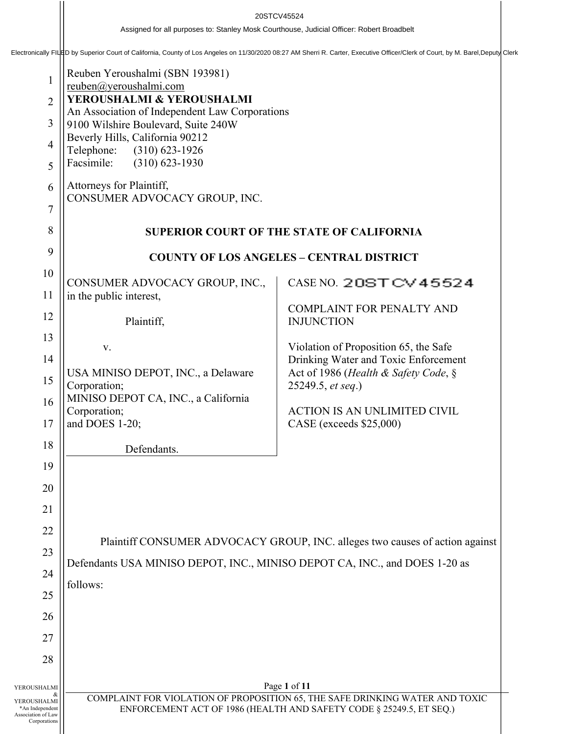20STCV45524

Assigned for all purposes to: Stanley Mosk Courthouse, Judicial Officer: Robert Broadbelt

Electronically FILED by Superior Court of California, County of Los Angeles on 11/30/2020 08:27 AM Sherri R. Carter, Executive Officer/Clerk of Court, by M. Barel,Deputy Clerk

Reuben Yeroushalmi (SBN 193981)
reuben@yeroushalmi.com
**YEROUSHALMI & YEROUSHALMI**
An Association of Independent Law Corporations
9100 Wilshire Boulevard, Suite 240W
Beverly Hills, California 90212
Telephone: (310) 623-1926
Facsimile: (310) 623-1930

Attorneys for Plaintiff,
CONSUMER ADVOCACY GROUP, INC.

**SUPERIOR COURT OF THE STATE OF CALIFORNIA**

**COUNTY OF LOS ANGELES – CENTRAL DISTRICT**

CONSUMER ADVOCACY GROUP, INC., in the public interest,

Plaintiff,

v.

USA MINISO DEPOT, INC., a Delaware Corporation;
MINISO DEPOT CA, INC., a California Corporation;
and DOES 1-20;

Defendants.

CASE NO. 20STCV45524

COMPLAINT FOR PENALTY AND INJUNCTION

Violation of Proposition 65, the Safe Drinking Water and Toxic Enforcement Act of 1986 (*Health & Safety Code*, § 25249.5, *et seq*.)

ACTION IS AN UNLIMITED CIVIL CASE (exceeds $25,000)

Plaintiff CONSUMER ADVOCACY GROUP, INC. alleges two causes of action against Defendants USA MINISO DEPOT, INC., MINISO DEPOT CA, INC., and DOES 1-20 as follows: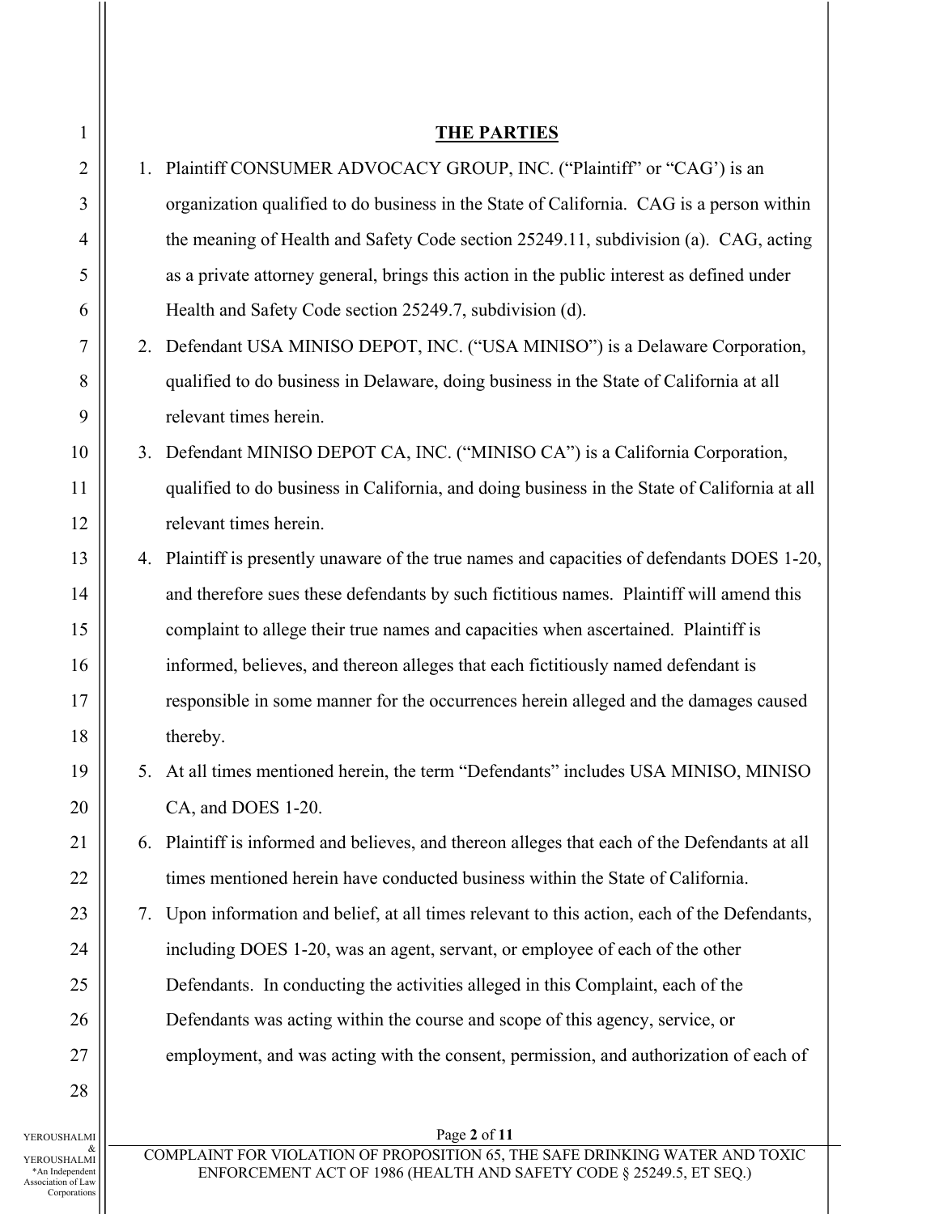## THE PARTIES

1. Plaintiff CONSUMER ADVOCACY GROUP, INC. ("Plaintiff" or "CAG') is an organization qualified to do business in the State of California. CAG is a person within the meaning of Health and Safety Code section 25249.11, subdivision (a). CAG, acting as a private attorney general, brings this action in the public interest as defined under Health and Safety Code section 25249.7, subdivision (d).
2. Defendant USA MINISO DEPOT, INC. ("USA MINISO") is a Delaware Corporation, qualified to do business in Delaware, doing business in the State of California at all relevant times herein.
3. Defendant MINISO DEPOT CA, INC. ("MINISO CA") is a California Corporation, qualified to do business in California, and doing business in the State of California at all relevant times herein.
4. Plaintiff is presently unaware of the true names and capacities of defendants DOES 1-20, and therefore sues these defendants by such fictitious names. Plaintiff will amend this complaint to allege their true names and capacities when ascertained. Plaintiff is informed, believes, and thereon alleges that each fictitiously named defendant is responsible in some manner for the occurrences herein alleged and the damages caused thereby.
5. At all times mentioned herein, the term "Defendants" includes USA MINISO, MINISO CA, and DOES 1-20.
6. Plaintiff is informed and believes, and thereon alleges that each of the Defendants at all times mentioned herein have conducted business within the State of California.
7. Upon information and belief, at all times relevant to this action, each of the Defendants, including DOES 1-20, was an agent, servant, or employee of each of the other Defendants. In conducting the activities alleged in this Complaint, each of the Defendants was acting within the course and scope of this agency, service, or employment, and was acting with the consent, permission, and authorization of each of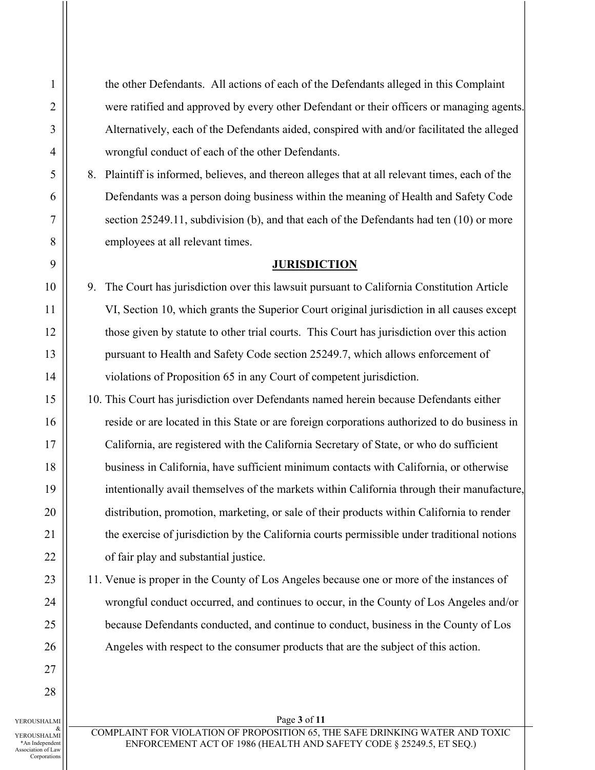the other Defendants. All actions of each of the Defendants alleged in this Complaint were ratified and approved by every other Defendant or their officers or managing agents. Alternatively, each of the Defendants aided, conspired with and/or facilitated the alleged wrongful conduct of each of the other Defendants.

8. Plaintiff is informed, believes, and thereon alleges that at all relevant times, each of the Defendants was a person doing business within the meaning of Health and Safety Code section 25249.11, subdivision (b), and that each of the Defendants had ten (10) or more employees at all relevant times.

## JURISDICTION

9. The Court has jurisdiction over this lawsuit pursuant to California Constitution Article VI, Section 10, which grants the Superior Court original jurisdiction in all causes except those given by statute to other trial courts. This Court has jurisdiction over this action pursuant to Health and Safety Code section 25249.7, which allows enforcement of violations of Proposition 65 in any Court of competent jurisdiction.

10. This Court has jurisdiction over Defendants named herein because Defendants either reside or are located in this State or are foreign corporations authorized to do business in California, are registered with the California Secretary of State, or who do sufficient business in California, have sufficient minimum contacts with California, or otherwise intentionally avail themselves of the markets within California through their manufacture, distribution, promotion, marketing, or sale of their products within California to render the exercise of jurisdiction by the California courts permissible under traditional notions of fair play and substantial justice.

11. Venue is proper in the County of Los Angeles because one or more of the instances of wrongful conduct occurred, and continues to occur, in the County of Los Angeles and/or because Defendants conducted, and continue to conduct, business in the County of Los Angeles with respect to the consumer products that are the subject of this action.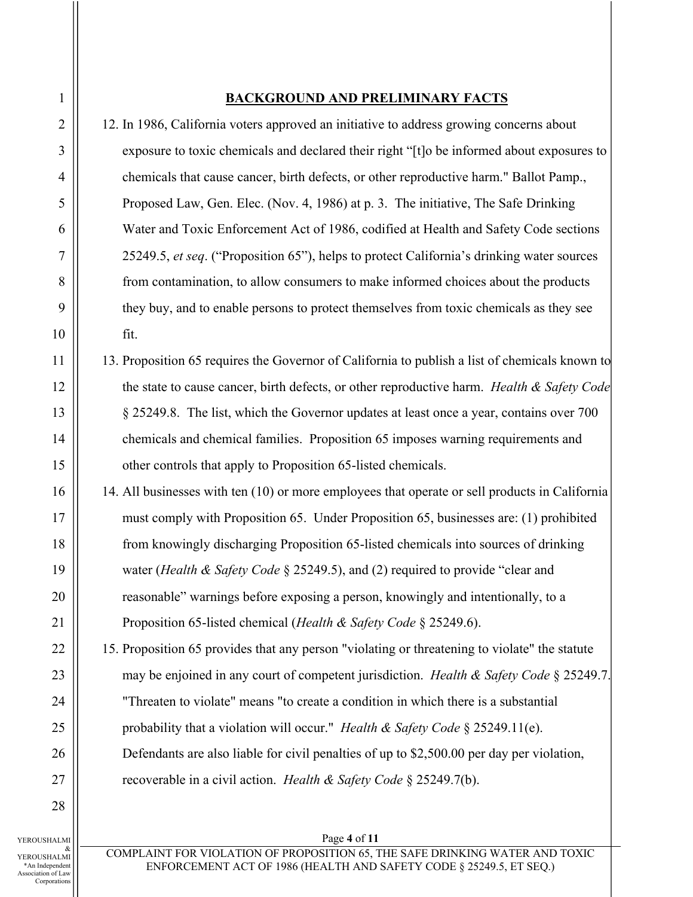## BACKGROUND AND PRELIMINARY FACTS

12. In 1986, California voters approved an initiative to address growing concerns about exposure to toxic chemicals and declared their right "[t]o be informed about exposures to chemicals that cause cancer, birth defects, or other reproductive harm." Ballot Pamp., Proposed Law, Gen. Elec. (Nov. 4, 1986) at p. 3. The initiative, The Safe Drinking Water and Toxic Enforcement Act of 1986, codified at Health and Safety Code sections 25249.5, *et seq*. ("Proposition 65"), helps to protect California's drinking water sources from contamination, to allow consumers to make informed choices about the products they buy, and to enable persons to protect themselves from toxic chemicals as they see fit.

13. Proposition 65 requires the Governor of California to publish a list of chemicals known to the state to cause cancer, birth defects, or other reproductive harm. *Health & Safety Code* § 25249.8. The list, which the Governor updates at least once a year, contains over 700 chemicals and chemical families. Proposition 65 imposes warning requirements and other controls that apply to Proposition 65-listed chemicals.

14. All businesses with ten (10) or more employees that operate or sell products in California must comply with Proposition 65. Under Proposition 65, businesses are: (1) prohibited from knowingly discharging Proposition 65-listed chemicals into sources of drinking water (*Health & Safety Code* § 25249.5), and (2) required to provide "clear and reasonable" warnings before exposing a person, knowingly and intentionally, to a Proposition 65-listed chemical (*Health & Safety Code* § 25249.6).

15. Proposition 65 provides that any person "violating or threatening to violate" the statute may be enjoined in any court of competent jurisdiction. *Health & Safety Code* § 25249.7. "Threaten to violate" means "to create a condition in which there is a substantial probability that a violation will occur." *Health & Safety Code* § 25249.11(e). Defendants are also liable for civil penalties of up to $2,500.00 per day per violation, recoverable in a civil action. *Health & Safety Code* § 25249.7(b).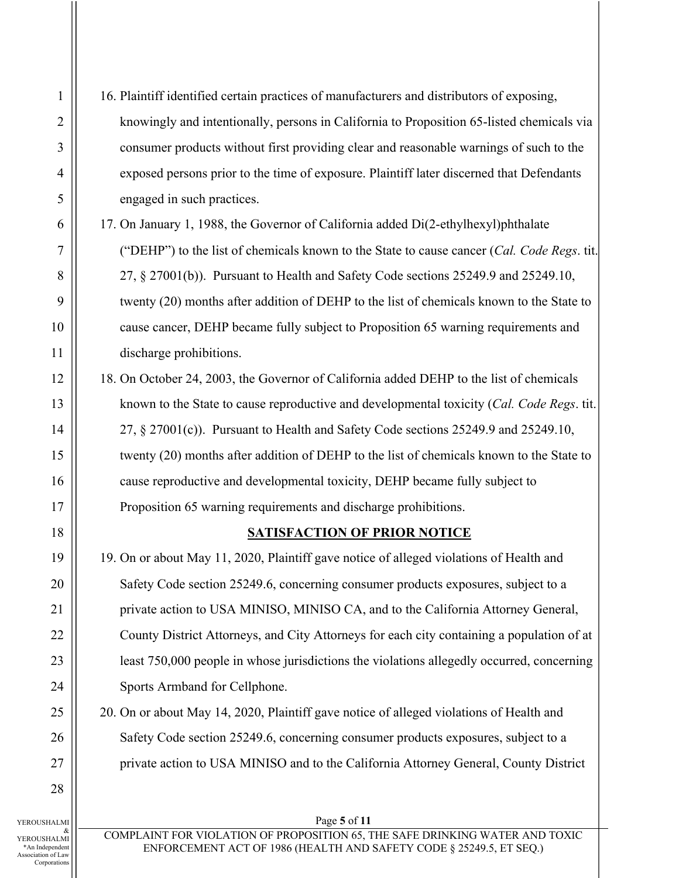16. Plaintiff identified certain practices of manufacturers and distributors of exposing, knowingly and intentionally, persons in California to Proposition 65-listed chemicals via consumer products without first providing clear and reasonable warnings of such to the exposed persons prior to the time of exposure. Plaintiff later discerned that Defendants engaged in such practices.

17. On January 1, 1988, the Governor of California added Di(2-ethylhexyl)phthalate ("DEHP") to the list of chemicals known to the State to cause cancer (*Cal. Code Regs*. tit. 27, § 27001(b)). Pursuant to Health and Safety Code sections 25249.9 and 25249.10, twenty (20) months after addition of DEHP to the list of chemicals known to the State to cause cancer, DEHP became fully subject to Proposition 65 warning requirements and discharge prohibitions.

18. On October 24, 2003, the Governor of California added DEHP to the list of chemicals known to the State to cause reproductive and developmental toxicity (*Cal. Code Regs*. tit. 27, § 27001(c)). Pursuant to Health and Safety Code sections 25249.9 and 25249.10, twenty (20) months after addition of DEHP to the list of chemicals known to the State to cause reproductive and developmental toxicity, DEHP became fully subject to Proposition 65 warning requirements and discharge prohibitions.

**SATISFACTION OF PRIOR NOTICE**

19. On or about May 11, 2020, Plaintiff gave notice of alleged violations of Health and Safety Code section 25249.6, concerning consumer products exposures, subject to a private action to USA MINISO, MINISO CA, and to the California Attorney General, County District Attorneys, and City Attorneys for each city containing a population of at least 750,000 people in whose jurisdictions the violations allegedly occurred, concerning Sports Armband for Cellphone.

20. On or about May 14, 2020, Plaintiff gave notice of alleged violations of Health and Safety Code section 25249.6, concerning consumer products exposures, subject to a private action to USA MINISO and to the California Attorney General, County District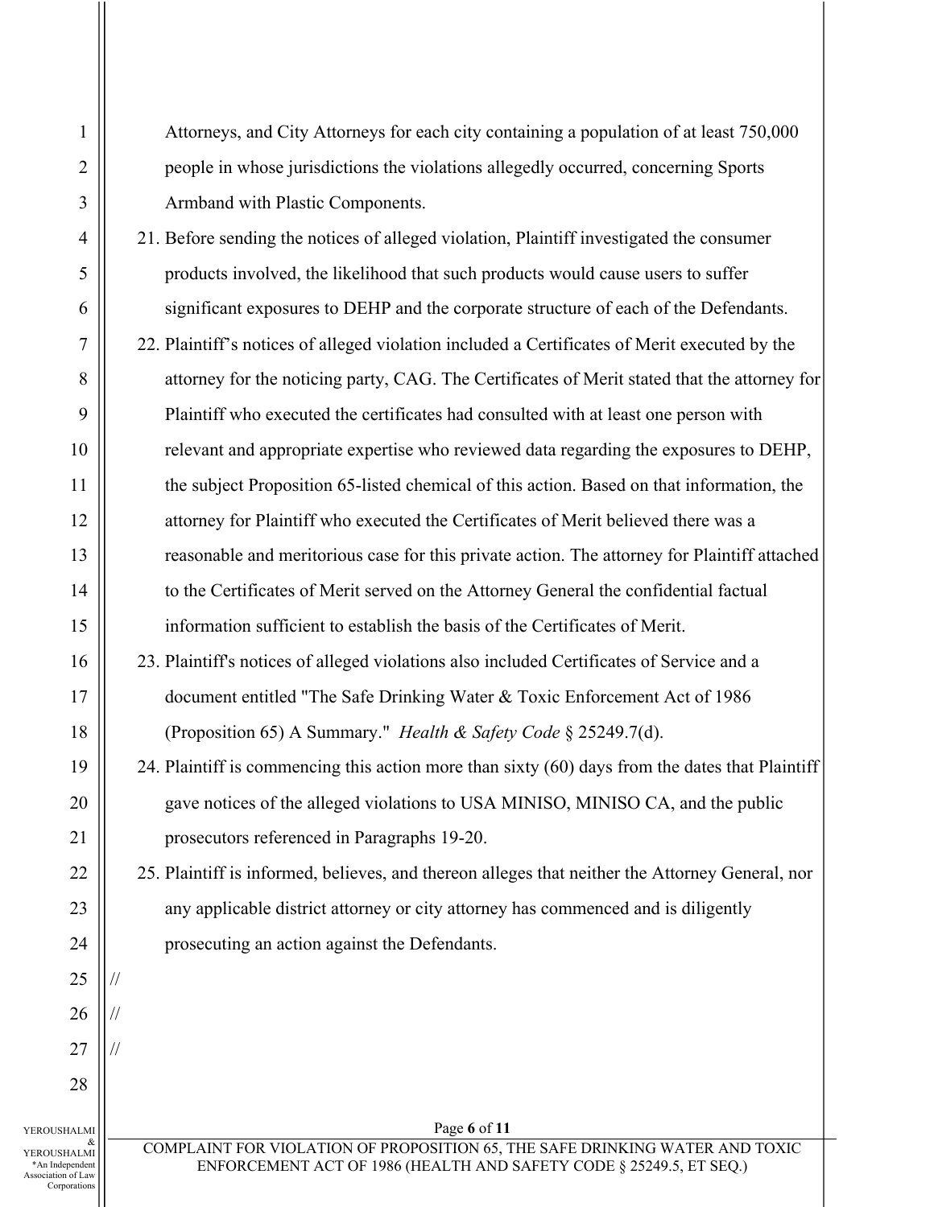Attorneys, and City Attorneys for each city containing a population of at least 750,000 people in whose jurisdictions the violations allegedly occurred, concerning Sports Armband with Plastic Components.

21. Before sending the notices of alleged violation, Plaintiff investigated the consumer products involved, the likelihood that such products would cause users to suffer significant exposures to DEHP and the corporate structure of each of the Defendants.

22. Plaintiff's notices of alleged violation included a Certificates of Merit executed by the attorney for the noticing party, CAG. The Certificates of Merit stated that the attorney for Plaintiff who executed the certificates had consulted with at least one person with relevant and appropriate expertise who reviewed data regarding the exposures to DEHP, the subject Proposition 65-listed chemical of this action. Based on that information, the attorney for Plaintiff who executed the Certificates of Merit believed there was a reasonable and meritorious case for this private action. The attorney for Plaintiff attached to the Certificates of Merit served on the Attorney General the confidential factual information sufficient to establish the basis of the Certificates of Merit.

23. Plaintiff's notices of alleged violations also included Certificates of Service and a document entitled "The Safe Drinking Water & Toxic Enforcement Act of 1986 (Proposition 65) A Summary." *Health & Safety Code* § 25249.7(d).

24. Plaintiff is commencing this action more than sixty (60) days from the dates that Plaintiff gave notices of the alleged violations to USA MINISO, MINISO CA, and the public prosecutors referenced in Paragraphs 19-20.

25. Plaintiff is informed, believes, and thereon alleges that neither the Attorney General, nor any applicable district attorney or city attorney has commenced and is diligently prosecuting an action against the Defendants.

//

//

//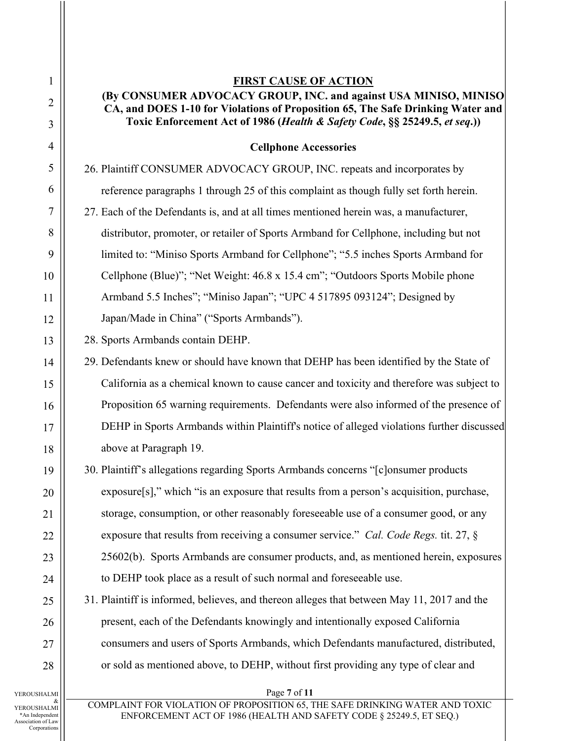**FIRST CAUSE OF ACTION**

**(By CONSUMER ADVOCACY GROUP, INC. and against USA MINISO, MINISO CA, and DOES 1-10 for Violations of Proposition 65, The Safe Drinking Water and Toxic Enforcement Act of 1986 (*Health & Safety Code*, §§ 25249.5, *et seq*.))**

**Cellphone Accessories**

26. Plaintiff CONSUMER ADVOCACY GROUP, INC. repeats and incorporates by reference paragraphs 1 through 25 of this complaint as though fully set forth herein.

27. Each of the Defendants is, and at all times mentioned herein was, a manufacturer, distributor, promoter, or retailer of Sports Armband for Cellphone, including but not limited to: "Miniso Sports Armband for Cellphone"; "5.5 inches Sports Armband for Cellphone (Blue)"; "Net Weight: 46.8 x 15.4 cm"; "Outdoors Sports Mobile phone Armband 5.5 Inches"; "Miniso Japan"; "UPC 4 517895 093124"; Designed by Japan/Made in China" ("Sports Armbands").

28. Sports Armbands contain DEHP.

29. Defendants knew or should have known that DEHP has been identified by the State of California as a chemical known to cause cancer and toxicity and therefore was subject to Proposition 65 warning requirements. Defendants were also informed of the presence of DEHP in Sports Armbands within Plaintiff's notice of alleged violations further discussed above at Paragraph 19.

30. Plaintiff's allegations regarding Sports Armbands concerns "[c]onsumer products exposure[s]," which "is an exposure that results from a person's acquisition, purchase, storage, consumption, or other reasonably foreseeable use of a consumer good, or any exposure that results from receiving a consumer service." *Cal. Code Regs.* tit. 27, § 25602(b). Sports Armbands are consumer products, and, as mentioned herein, exposures to DEHP took place as a result of such normal and foreseeable use.

31. Plaintiff is informed, believes, and thereon alleges that between May 11, 2017 and the present, each of the Defendants knowingly and intentionally exposed California consumers and users of Sports Armbands, which Defendants manufactured, distributed, or sold as mentioned above, to DEHP, without first providing any type of clear and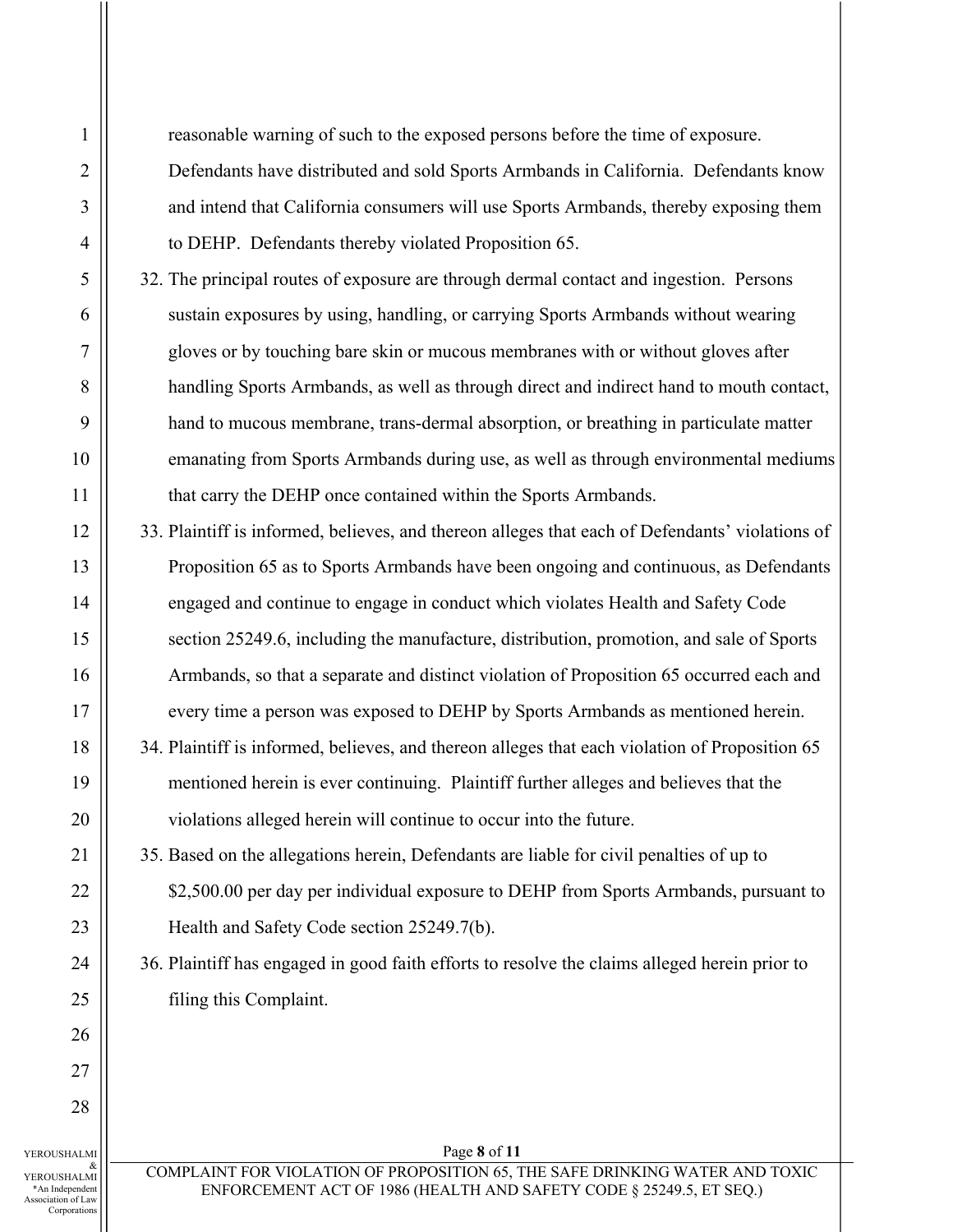reasonable warning of such to the exposed persons before the time of exposure. Defendants have distributed and sold Sports Armbands in California. Defendants know and intend that California consumers will use Sports Armbands, thereby exposing them to DEHP. Defendants thereby violated Proposition 65.

32. The principal routes of exposure are through dermal contact and ingestion. Persons sustain exposures by using, handling, or carrying Sports Armbands without wearing gloves or by touching bare skin or mucous membranes with or without gloves after handling Sports Armbands, as well as through direct and indirect hand to mouth contact, hand to mucous membrane, trans-dermal absorption, or breathing in particulate matter emanating from Sports Armbands during use, as well as through environmental mediums that carry the DEHP once contained within the Sports Armbands.

33. Plaintiff is informed, believes, and thereon alleges that each of Defendants' violations of Proposition 65 as to Sports Armbands have been ongoing and continuous, as Defendants engaged and continue to engage in conduct which violates Health and Safety Code section 25249.6, including the manufacture, distribution, promotion, and sale of Sports Armbands, so that a separate and distinct violation of Proposition 65 occurred each and every time a person was exposed to DEHP by Sports Armbands as mentioned herein.

34. Plaintiff is informed, believes, and thereon alleges that each violation of Proposition 65 mentioned herein is ever continuing. Plaintiff further alleges and believes that the violations alleged herein will continue to occur into the future.

35. Based on the allegations herein, Defendants are liable for civil penalties of up to $2,500.00 per day per individual exposure to DEHP from Sports Armbands, pursuant to Health and Safety Code section 25249.7(b).

36. Plaintiff has engaged in good faith efforts to resolve the claims alleged herein prior to filing this Complaint.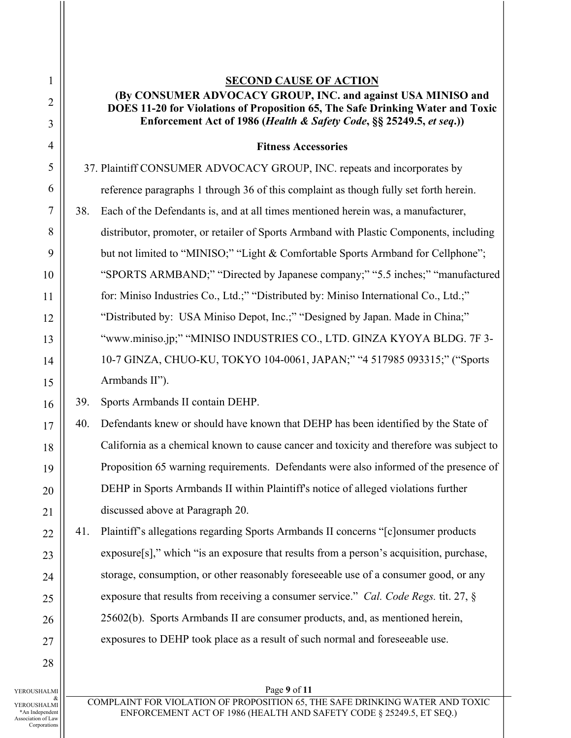## SECOND CAUSE OF ACTION

**(By CONSUMER ADVOCACY GROUP, INC. and against USA MINISO and DOES 11-20 for Violations of Proposition 65, The Safe Drinking Water and Toxic Enforcement Act of 1986 (*Health & Safety Code*, §§ 25249.5, *et seq*.))**

**Fitness Accessories**

37. Plaintiff CONSUMER ADVOCACY GROUP, INC. repeats and incorporates by reference paragraphs 1 through 36 of this complaint as though fully set forth herein.

38. Each of the Defendants is, and at all times mentioned herein was, a manufacturer, distributor, promoter, or retailer of Sports Armband with Plastic Components, including but not limited to "MINISO;" "Light & Comfortable Sports Armband for Cellphone"; "SPORTS ARMBAND;" "Directed by Japanese company;" "5.5 inches;" "manufactured for: Miniso Industries Co., Ltd.;" "Distributed by: Miniso International Co., Ltd.;" "Distributed by: USA Miniso Depot, Inc.;" "Designed by Japan. Made in China;" "www.miniso.jp;" "MINISO INDUSTRIES CO., LTD. GINZA KYOYA BLDG. 7F 3-10-7 GINZA, CHUO-KU, TOKYO 104-0061, JAPAN;" "4 517985 093315;" ("Sports Armbands II").

39. Sports Armbands II contain DEHP.

40. Defendants knew or should have known that DEHP has been identified by the State of California as a chemical known to cause cancer and toxicity and therefore was subject to Proposition 65 warning requirements. Defendants were also informed of the presence of DEHP in Sports Armbands II within Plaintiff's notice of alleged violations further discussed above at Paragraph 20.

41. Plaintiff's allegations regarding Sports Armbands II concerns "[c]onsumer products exposure[s]," which "is an exposure that results from a person's acquisition, purchase, storage, consumption, or other reasonably foreseeable use of a consumer good, or any exposure that results from receiving a consumer service." *Cal. Code Regs.* tit. 27, § 25602(b). Sports Armbands II are consumer products, and, as mentioned herein, exposures to DEHP took place as a result of such normal and foreseeable use.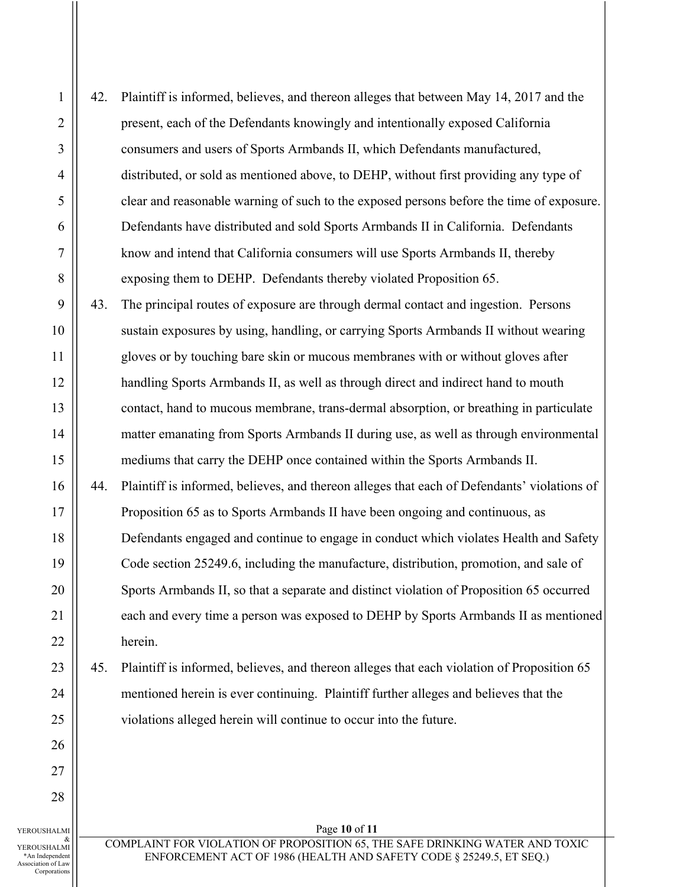42. Plaintiff is informed, believes, and thereon alleges that between May 14, 2017 and the present, each of the Defendants knowingly and intentionally exposed California consumers and users of Sports Armbands II, which Defendants manufactured, distributed, or sold as mentioned above, to DEHP, without first providing any type of clear and reasonable warning of such to the exposed persons before the time of exposure. Defendants have distributed and sold Sports Armbands II in California. Defendants know and intend that California consumers will use Sports Armbands II, thereby exposing them to DEHP. Defendants thereby violated Proposition 65.

43. The principal routes of exposure are through dermal contact and ingestion. Persons sustain exposures by using, handling, or carrying Sports Armbands II without wearing gloves or by touching bare skin or mucous membranes with or without gloves after handling Sports Armbands II, as well as through direct and indirect hand to mouth contact, hand to mucous membrane, trans-dermal absorption, or breathing in particulate matter emanating from Sports Armbands II during use, as well as through environmental mediums that carry the DEHP once contained within the Sports Armbands II.

44. Plaintiff is informed, believes, and thereon alleges that each of Defendants' violations of Proposition 65 as to Sports Armbands II have been ongoing and continuous, as Defendants engaged and continue to engage in conduct which violates Health and Safety Code section 25249.6, including the manufacture, distribution, promotion, and sale of Sports Armbands II, so that a separate and distinct violation of Proposition 65 occurred each and every time a person was exposed to DEHP by Sports Armbands II as mentioned herein.

45. Plaintiff is informed, believes, and thereon alleges that each violation of Proposition 65 mentioned herein is ever continuing. Plaintiff further alleges and believes that the violations alleged herein will continue to occur into the future.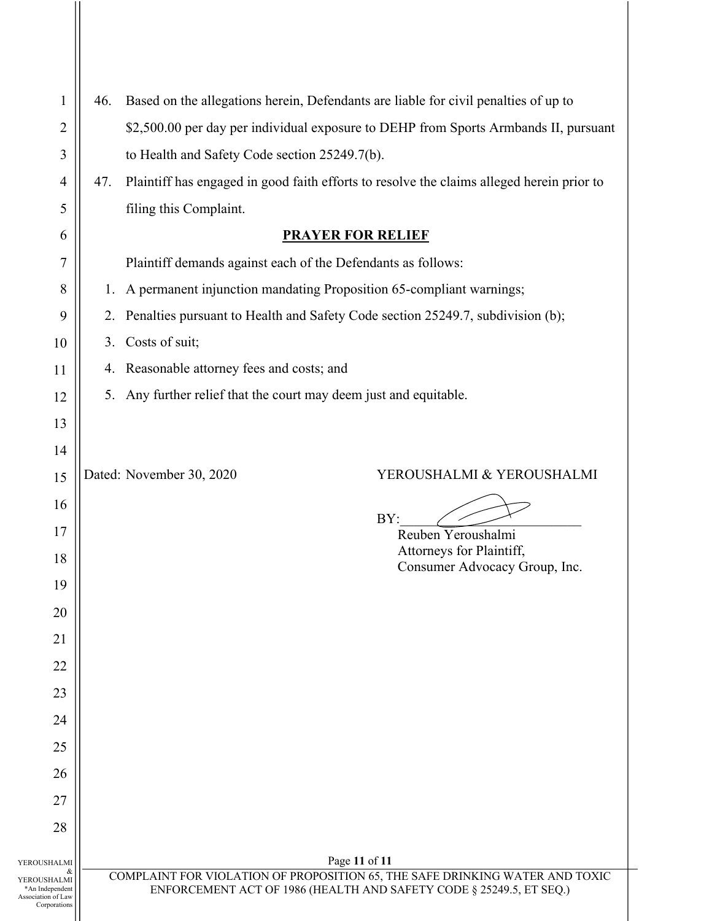46. Based on the allegations herein, Defendants are liable for civil penalties of up to $2,500.00 per day per individual exposure to DEHP from Sports Armbands II, pursuant to Health and Safety Code section 25249.7(b).

47. Plaintiff has engaged in good faith efforts to resolve the claims alleged herein prior to filing this Complaint.

**PRAYER FOR RELIEF**

Plaintiff demands against each of the Defendants as follows:

1. A permanent injunction mandating Proposition 65-compliant warnings;
2. Penalties pursuant to Health and Safety Code section 25249.7, subdivision (b);
3. Costs of suit;
4. Reasonable attorney fees and costs; and
5. Any further relief that the court may deem just and equitable.

Dated: November 30, 2020

YEROUSHALMI & YEROUSHALMI

BY:\_\_\_\_\_\_\_\_\_\_\_\_\_\_\_\_\_\_\_\_\_\_\_\_\_\_

Reuben Yeroushalmi
Attorneys for Plaintiff,
Consumer Advocacy Group, Inc.